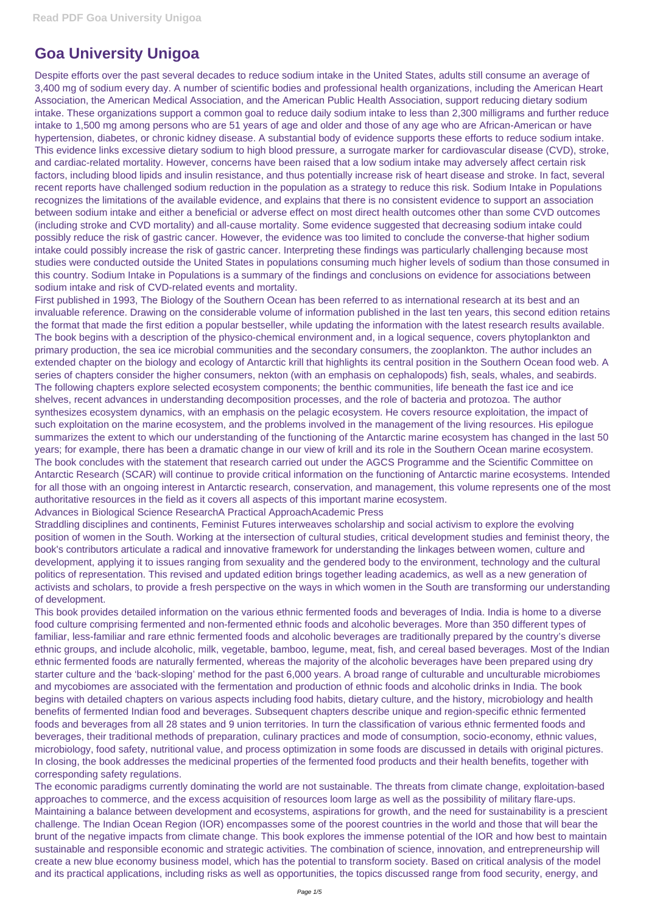# Goa University Unigoa

Despite efforts over the past several decades to reduce sodium intake in the United States, adults still consume an average of 3,400 mg of sodium every day. A number of scientific bodies and professional health organizations, including the American Heart Association, the American Medical Association, and the American Public Health Association, support reducing dietary sodium intake. These organizations support a common goal to reduce daily sodium intake to less than 2,300 milligrams and further reduce intake to 1,500 mg among persons who are 51 years of age and older and those of any age who are African-American or have hypertension, diabetes, or chronic kidney disease. A substantial body of evidence supports these efforts to reduce sodium intake. This evidence links excessive dietary sodium to high blood pressure, a surrogate marker for cardiovascular disease (CVD), stroke, and cardiac-related mortality. However, concerns have been raised that a low sodium intake may adversely affect certain risk factors, including blood lipids and insulin resistance, and thus potentially increase risk of heart disease and stroke. In fact, several recent reports have challenged sodium reduction in the population as a strategy to reduce this risk. Sodium Intake in Populations recognizes the limitations of the available evidence, and explains that there is no consistent evidence to support an association between sodium intake and either a beneficial or adverse effect on most direct health outcomes other than some CVD outcomes (including stroke and CVD mortality) and all-cause mortality. Some evidence suggested that decreasing sodium intake could possibly reduce the risk of gastric cancer. However, the evidence was too limited to conclude the converse-that higher sodium intake could possibly increase the risk of gastric cancer. Interpreting these findings was particularly challenging because most studies were conducted outside the United States in populations consuming much higher levels of sodium than those consumed in this country. Sodium Intake in Populations is a summary of the findings and conclusions on evidence for associations between sodium intake and risk of CVD-related events and mortality.

First published in 1993, The Biology of the Southern Ocean has been referred to as international research at its best and an invaluable reference. Drawing on the considerable volume of information published in the last ten years, this second edition retains the format that made the first edition a popular bestseller, while updating the information with the latest research results available. The book begins with a description of the physico-chemical environment and, in a logical sequence, covers phytoplankton and primary production, the sea ice microbial communities and the secondary consumers, the zooplankton. The author includes an extended chapter on the biology and ecology of Antarctic krill that highlights its central position in the Southern Ocean food web. A series of chapters consider the higher consumers, nekton (with an emphasis on cephalopods) fish, seals, whales, and seabirds. The following chapters explore selected ecosystem components; the benthic communities, life beneath the fast ice and ice shelves, recent advances in understanding decomposition processes, and the role of bacteria and protozoa. The author synthesizes ecosystem dynamics, with an emphasis on the pelagic ecosystem. He covers resource exploitation, the impact of such exploitation on the marine ecosystem, and the problems involved in the management of the living resources. His epilogue summarizes the extent to which our understanding of the functioning of the Antarctic marine ecosystem has changed in the last 50 years; for example, there has been a dramatic change in our view of krill and its role in the Southern Ocean marine ecosystem. The book concludes with the statement that research carried out under the AGCS Programme and the Scientific Committee on Antarctic Research (SCAR) will continue to provide critical information on the functioning of Antarctic marine ecosystems. Intended for all those with an ongoing interest in Antarctic research, conservation, and management, this volume represents one of the most authoritative resources in the field as it covers all aspects of this important marine ecosystem.

Advances in Biological Science ResearchA Practical ApproachAcademic Press

Straddling disciplines and continents, Feminist Futures interweaves scholarship and social activism to explore the evolving position of women in the South. Working at the intersection of cultural studies, critical development studies and feminist theory, the book's contributors articulate a radical and innovative framework for understanding the linkages between women, culture and development, applying it to issues ranging from sexuality and the gendered body to the environment, technology and the cultural politics of representation. This revised and updated edition brings together leading academics, as well as a new generation of activists and scholars, to provide a fresh perspective on the ways in which women in the South are transforming our understanding of development.

This book provides detailed information on the various ethnic fermented foods and beverages of India. India is home to a diverse food culture comprising fermented and non-fermented ethnic foods and alcoholic beverages. More than 350 different types of familiar, less-familiar and rare ethnic fermented foods and alcoholic beverages are traditionally prepared by the country's diverse ethnic groups, and include alcoholic, milk, vegetable, bamboo, legume, meat, fish, and cereal based beverages. Most of the Indian ethnic fermented foods are naturally fermented, whereas the majority of the alcoholic beverages have been prepared using dry starter culture and the 'back-sloping' method for the past 6,000 years. A broad range of culturable and unculturable microbiomes and mycobiomes are associated with the fermentation and production of ethnic foods and alcoholic drinks in India. The book begins with detailed chapters on various aspects including food habits, dietary culture, and the history, microbiology and health benefits of fermented Indian food and beverages. Subsequent chapters describe unique and region-specific ethnic fermented foods and beverages from all 28 states and 9 union territories. In turn the classification of various ethnic fermented foods and beverages, their traditional methods of preparation, culinary practices and mode of consumption, socio-economy, ethnic values, microbiology, food safety, nutritional value, and process optimization in some foods are discussed in details with original pictures. In closing, the book addresses the medicinal properties of the fermented food products and their health benefits, together with corresponding safety regulations.

The economic paradigms currently dominating the world are not sustainable. The threats from climate change, exploitation-based approaches to commerce, and the excess acquisition of resources loom large as well as the possibility of military flare-ups. Maintaining a balance between development and ecosystems, aspirations for growth, and the need for sustainability is a prescient challenge. The Indian Ocean Region (IOR) encompasses some of the poorest countries in the world and those that will bear the brunt of the negative impacts from climate change. This book explores the immense potential of the IOR and how best to maintain sustainable and responsible economic and strategic activities. The combination of science, innovation, and entrepreneurship will create a new blue economy business model, which has the potential to transform society. Based on critical analysis of the model and its practical applications, including risks as well as opportunities, the topics discussed range from food security, energy, and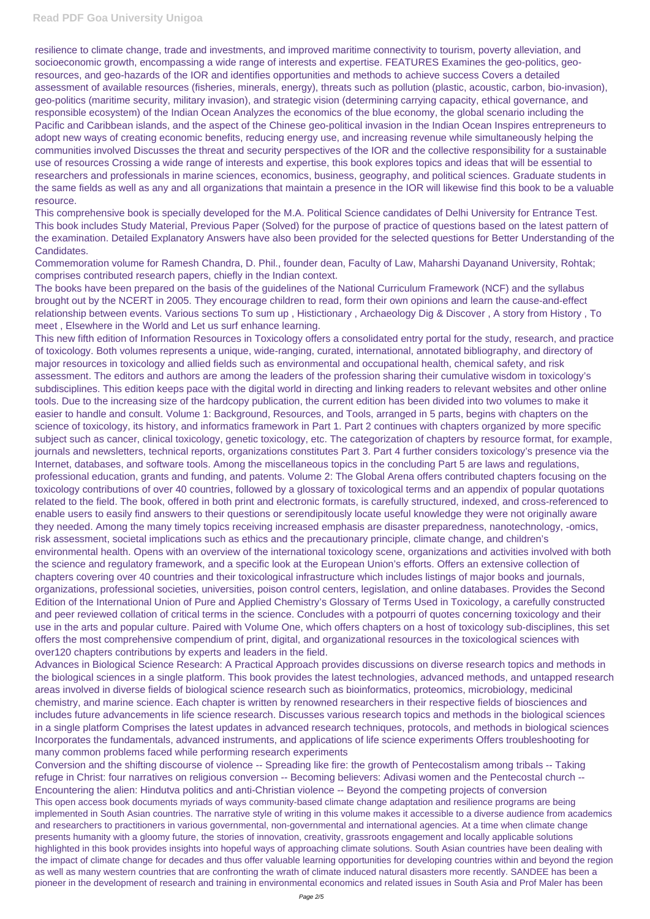resilience to climate change, trade and investments, and improved maritime connectivity to tourism, poverty alleviation, and socioeconomic growth, encompassing a wide range of interests and expertise. FEATURES Examines the geo-politics, geo-resources, and geo-hazards of the IOR and identifies opportunities and methods to achieve success Covers a detailed assessment of available resources (fisheries, minerals, energy), threats such as pollution (plastic, acoustic, carbon, bio-invasion), geo-politics (maritime security, military invasion), and strategic vision (determining carrying capacity, ethical governance, and responsible ecosystem) of the Indian Ocean Analyzes the economics of the blue economy, the global scenario including the Pacific and Caribbean islands, and the aspect of the Chinese geo-political invasion in the Indian Ocean Inspires entrepreneurs to adopt new ways of creating economic benefits, reducing energy use, and increasing revenue while simultaneously helping the communities involved Discusses the threat and security perspectives of the IOR and the collective responsibility for a sustainable use of resources Crossing a wide range of interests and expertise, this book explores topics and ideas that will be essential to researchers and professionals in marine sciences, economics, business, geography, and political sciences. Graduate students in the same fields as well as any and all organizations that maintain a presence in the IOR will likewise find this book to be a valuable resource.

This comprehensive book is specially developed for the M.A. Political Science candidates of Delhi University for Entrance Test. This book includes Study Material, Previous Paper (Solved) for the purpose of practice of questions based on the latest pattern of the examination. Detailed Explanatory Answers have also been provided for the selected questions for Better Understanding of the Candidates.

Commemoration volume for Ramesh Chandra, D. Phil., founder dean, Faculty of Law, Maharshi Dayanand University, Rohtak; comprises contributed research papers, chiefly in the Indian context.

The books have been prepared on the basis of the guidelines of the National Curriculum Framework (NCF) and the syllabus brought out by the NCERT in 2005. They encourage children to read, form their own opinions and learn the cause-and-effect relationship between events. Various sections To sum up , Histictionary , Archaeology Dig & Discover , A story from History , To meet , Elsewhere in the World and Let us surf enhance learning.

This new fifth edition of Information Resources in Toxicology offers a consolidated entry portal for the study, research, and practice of toxicology. Both volumes represents a unique, wide-ranging, curated, international, annotated bibliography, and directory of major resources in toxicology and allied fields such as environmental and occupational health, chemical safety, and risk assessment. The editors and authors are among the leaders of the profession sharing their cumulative wisdom in toxicology's subdisciplines. This edition keeps pace with the digital world in directing and linking readers to relevant websites and other online tools. Due to the increasing size of the hardcopy publication, the current edition has been divided into two volumes to make it easier to handle and consult. Volume 1: Background, Resources, and Tools, arranged in 5 parts, begins with chapters on the science of toxicology, its history, and informatics framework in Part 1. Part 2 continues with chapters organized by more specific subject such as cancer, clinical toxicology, genetic toxicology, etc. The categorization of chapters by resource format, for example, journals and newsletters, technical reports, organizations constitutes Part 3. Part 4 further considers toxicology's presence via the Internet, databases, and software tools. Among the miscellaneous topics in the concluding Part 5 are laws and regulations, professional education, grants and funding, and patents. Volume 2: The Global Arena offers contributed chapters focusing on the toxicology contributions of over 40 countries, followed by a glossary of toxicological terms and an appendix of popular quotations related to the field. The book, offered in both print and electronic formats, is carefully structured, indexed, and cross-referenced to enable users to easily find answers to their questions or serendipitously locate useful knowledge they were not originally aware they needed. Among the many timely topics receiving increased emphasis are disaster preparedness, nanotechnology, -omics, risk assessment, societal implications such as ethics and the precautionary principle, climate change, and children's environmental health. Opens with an overview of the international toxicology scene, organizations and activities involved with both the science and regulatory framework, and a specific look at the European Union's efforts. Offers an extensive collection of chapters covering over 40 countries and their toxicological infrastructure which includes listings of major books and journals, organizations, professional societies, universities, poison control centers, legislation, and online databases. Provides the Second Edition of the International Union of Pure and Applied Chemistry's Glossary of Terms Used in Toxicology, a carefully constructed and peer reviewed collation of critical terms in the science. Concludes with a potpourri of quotes concerning toxicology and their use in the arts and popular culture. Paired with Volume One, which offers chapters on a host of toxicology sub-disciplines, this set offers the most comprehensive compendium of print, digital, and organizational resources in the toxicological sciences with over120 chapters contributions by experts and leaders in the field.

Advances in Biological Science Research: A Practical Approach provides discussions on diverse research topics and methods in the biological sciences in a single platform. This book provides the latest technologies, advanced methods, and untapped research areas involved in diverse fields of biological science research such as bioinformatics, proteomics, microbiology, medicinal chemistry, and marine science. Each chapter is written by renowned researchers in their respective fields of biosciences and includes future advancements in life science research. Discusses various research topics and methods in the biological sciences in a single platform Comprises the latest updates in advanced research techniques, protocols, and methods in biological sciences Incorporates the fundamentals, advanced instruments, and applications of life science experiments Offers troubleshooting for many common problems faced while performing research experiments

Conversion and the shifting discourse of violence -- Spreading like fire: the growth of Pentecostalism among tribals -- Taking refuge in Christ: four narratives on religious conversion -- Becoming believers: Adivasi women and the Pentecostal church -- Encountering the alien: Hindutva politics and anti-Christian violence -- Beyond the competing projects of conversion

This open access book documents myriads of ways community-based climate change adaptation and resilience programs are being implemented in South Asian countries. The narrative style of writing in this volume makes it accessible to a diverse audience from academics and researchers to practitioners in various governmental, non-governmental and international agencies. At a time when climate change presents humanity with a gloomy future, the stories of innovation, creativity, grassroots engagement and locally applicable solutions highlighted in this book provides insights into hopeful ways of approaching climate solutions. South Asian countries have been dealing with the impact of climate change for decades and thus offer valuable learning opportunities for developing countries within and beyond the region as well as many western countries that are confronting the wrath of climate induced natural disasters more recently. SANDEE has been a pioneer in the development of research and training in environmental economics and related issues in South Asia and Prof Maler has been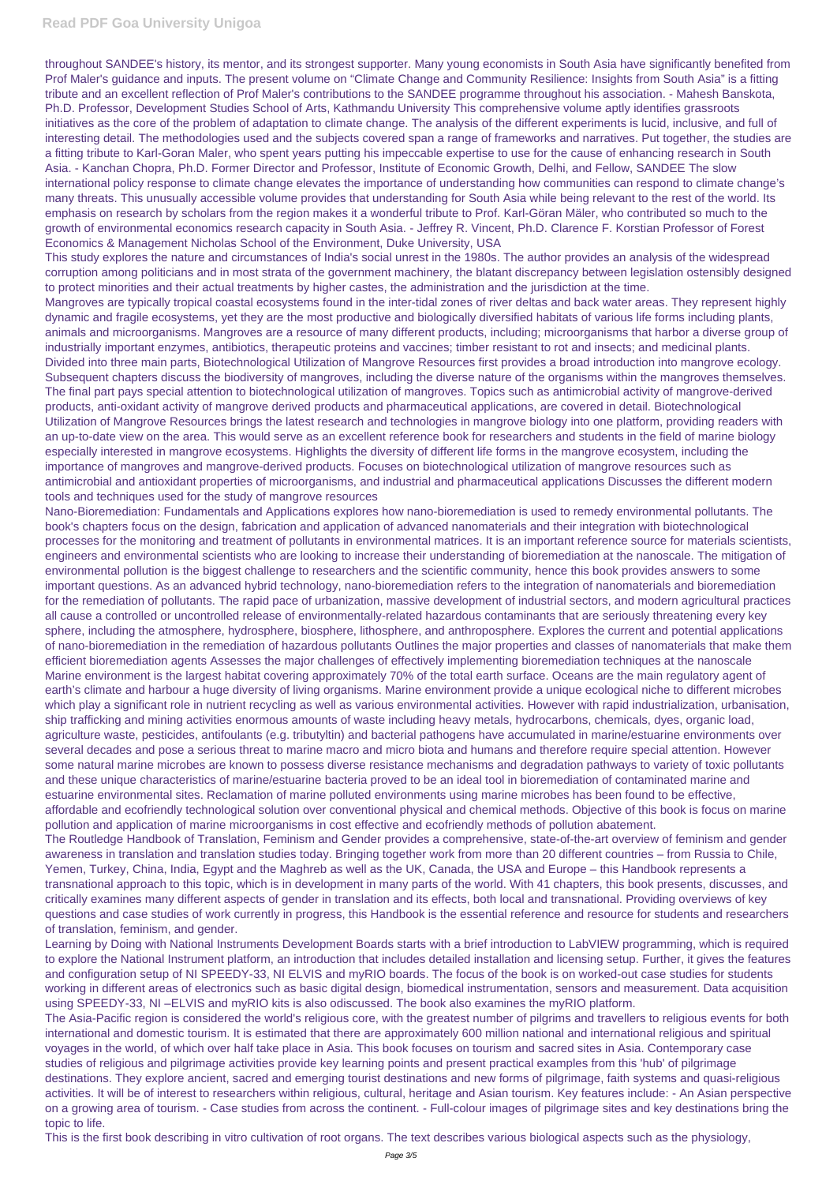throughout SANDEE's history, its mentor, and its strongest supporter. Many young economists in South Asia have significantly benefited from Prof Maler's guidance and inputs. The present volume on "Climate Change and Community Resilience: Insights from South Asia" is a fitting tribute and an excellent reflection of Prof Maler's contributions to the SANDEE programme throughout his association. - Mahesh Banskota, Ph.D. Professor, Development Studies School of Arts, Kathmandu University This comprehensive volume aptly identifies grassroots initiatives as the core of the problem of adaptation to climate change. The analysis of the different experiments is lucid, inclusive, and full of interesting detail. The methodologies used and the subjects covered span a range of frameworks and narratives. Put together, the studies are a fitting tribute to Karl-Goran Maler, who spent years putting his impeccable expertise to use for the cause of enhancing research in South Asia. - Kanchan Chopra, Ph.D. Former Director and Professor, Institute of Economic Growth, Delhi, and Fellow, SANDEE The slow international policy response to climate change elevates the importance of understanding how communities can respond to climate change's many threats. This unusually accessible volume provides that understanding for South Asia while being relevant to the rest of the world. Its emphasis on research by scholars from the region makes it a wonderful tribute to Prof. Karl-Göran Mäler, who contributed so much to the growth of environmental economics research capacity in South Asia. - Jeffrey R. Vincent, Ph.D. Clarence F. Korstian Professor of Forest Economics & Management Nicholas School of the Environment, Duke University, USA

This study explores the nature and circumstances of India's social unrest in the 1980s. The author provides an analysis of the widespread corruption among politicians and in most strata of the government machinery, the blatant discrepancy between legislation ostensibly designed to protect minorities and their actual treatments by higher castes, the administration and the jurisdiction at the time.

Mangroves are typically tropical coastal ecosystems found in the inter-tidal zones of river deltas and back water areas. They represent highly dynamic and fragile ecosystems, yet they are the most productive and biologically diversified habitats of various life forms including plants, animals and microorganisms. Mangroves are a resource of many different products, including; microorganisms that harbor a diverse group of industrially important enzymes, antibiotics, therapeutic proteins and vaccines; timber resistant to rot and insects; and medicinal plants. Divided into three main parts, Biotechnological Utilization of Mangrove Resources first provides a broad introduction into mangrove ecology. Subsequent chapters discuss the biodiversity of mangroves, including the diverse nature of the organisms within the mangroves themselves. The final part pays special attention to biotechnological utilization of mangroves. Topics such as antimicrobial activity of mangrove-derived products, anti-oxidant activity of mangrove derived products and pharmaceutical applications, are covered in detail. Biotechnological Utilization of Mangrove Resources brings the latest research and technologies in mangrove biology into one platform, providing readers with an up-to-date view on the area. This would serve as an excellent reference book for researchers and students in the field of marine biology especially interested in mangrove ecosystems. Highlights the diversity of different life forms in the mangrove ecosystem, including the importance of mangroves and mangrove-derived products. Focuses on biotechnological utilization of mangrove resources such as antimicrobial and antioxidant properties of microorganisms, and industrial and pharmaceutical applications Discusses the different modern tools and techniques used for the study of mangrove resources

Nano-Bioremediation: Fundamentals and Applications explores how nano-bioremediation is used to remedy environmental pollutants. The book's chapters focus on the design, fabrication and application of advanced nanomaterials and their integration with biotechnological processes for the monitoring and treatment of pollutants in environmental matrices. It is an important reference source for materials scientists, engineers and environmental scientists who are looking to increase their understanding of bioremediation at the nanoscale. The mitigation of environmental pollution is the biggest challenge to researchers and the scientific community, hence this book provides answers to some important questions. As an advanced hybrid technology, nano-bioremediation refers to the integration of nanomaterials and bioremediation for the remediation of pollutants. The rapid pace of urbanization, massive development of industrial sectors, and modern agricultural practices all cause a controlled or uncontrolled release of environmentally-related hazardous contaminants that are seriously threatening every key sphere, including the atmosphere, hydrosphere, biosphere, lithosphere, and anthroposphere. Explores the current and potential applications of nano-bioremediation in the remediation of hazardous pollutants Outlines the major properties and classes of nanomaterials that make them efficient bioremediation agents Assesses the major challenges of effectively implementing bioremediation techniques at the nanoscale

Marine environment is the largest habitat covering approximately 70% of the total earth surface. Oceans are the main regulatory agent of earth's climate and harbour a huge diversity of living organisms. Marine environment provide a unique ecological niche to different microbes which play a significant role in nutrient recycling as well as various environmental activities. However with rapid industrialization, urbanisation, ship trafficking and mining activities enormous amounts of waste including heavy metals, hydrocarbons, chemicals, dyes, organic load, agriculture waste, pesticides, antifoulants (e.g. tributyltin) and bacterial pathogens have accumulated in marine/estuarine environments over several decades and pose a serious threat to marine macro and micro biota and humans and therefore require special attention. However some natural marine microbes are known to possess diverse resistance mechanisms and degradation pathways to variety of toxic pollutants and these unique characteristics of marine/estuarine bacteria proved to be an ideal tool in bioremediation of contaminated marine and estuarine environmental sites. Reclamation of marine polluted environments using marine microbes has been found to be effective, affordable and ecofriendly technological solution over conventional physical and chemical methods. Objective of this book is focus on marine pollution and application of marine microorganisms in cost effective and ecofriendly methods of pollution abatement.

The Routledge Handbook of Translation, Feminism and Gender provides a comprehensive, state-of-the-art overview of feminism and gender awareness in translation and translation studies today. Bringing together work from more than 20 different countries – from Russia to Chile, Yemen, Turkey, China, India, Egypt and the Maghreb as well as the UK, Canada, the USA and Europe – this Handbook represents a transnational approach to this topic, which is in development in many parts of the world. With 41 chapters, this book presents, discusses, and critically examines many different aspects of gender in translation and its effects, both local and transnational. Providing overviews of key questions and case studies of work currently in progress, this Handbook is the essential reference and resource for students and researchers of translation, feminism, and gender.

Learning by Doing with National Instruments Development Boards starts with a brief introduction to LabVIEW programming, which is required to explore the National Instrument platform, an introduction that includes detailed installation and licensing setup. Further, it gives the features and configuration setup of NI SPEEDY-33, NI ELVIS and myRIO boards. The focus of the book is on worked-out case studies for students working in different areas of electronics such as basic digital design, biomedical instrumentation, sensors and measurement. Data acquisition using SPEEDY-33, NI –ELVIS and myRIO kits is also odiscussed. The book also examines the myRIO platform.

The Asia-Pacific region is considered the world's religious core, with the greatest number of pilgrims and travellers to religious events for both international and domestic tourism. It is estimated that there are approximately 600 million national and international religious and spiritual voyages in the world, of which over half take place in Asia. This book focuses on tourism and sacred sites in Asia. Contemporary case studies of religious and pilgrimage activities provide key learning points and present practical examples from this 'hub' of pilgrimage destinations. They explore ancient, sacred and emerging tourist destinations and new forms of pilgrimage, faith systems and quasi-religious activities. It will be of interest to researchers within religious, cultural, heritage and Asian tourism. Key features include: - An Asian perspective on a growing area of tourism. - Case studies from across the continent. - Full-colour images of pilgrimage sites and key destinations bring the topic to life.

This is the first book describing in vitro cultivation of root organs. The text describes various biological aspects such as the physiology,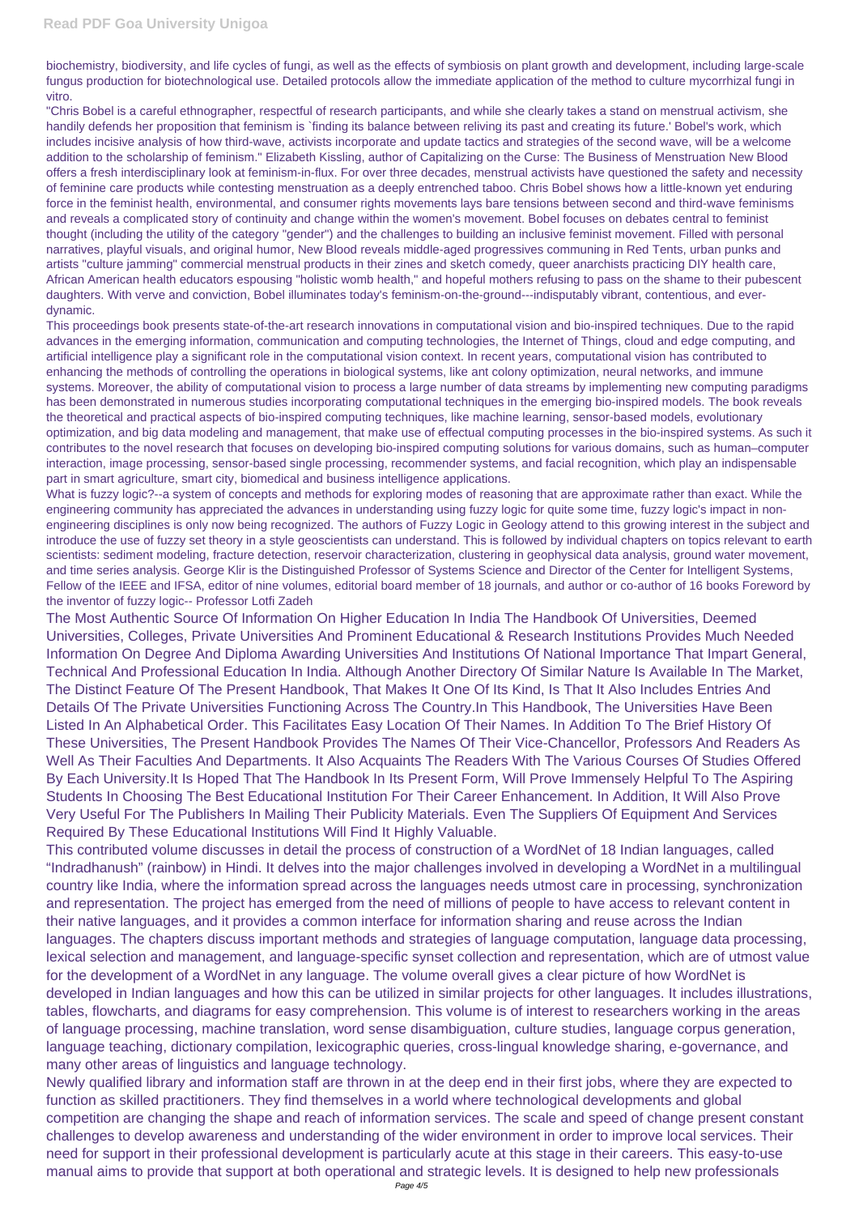biochemistry, biodiversity, and life cycles of fungi, as well as the effects of symbiosis on plant growth and development, including large-scale fungus production for biotechnological use. Detailed protocols allow the immediate application of the method to culture mycorrhizal fungi in vitro.

"Chris Bobel is a careful ethnographer, respectful of research participants, and while she clearly takes a stand on menstrual activism, she handily defends her proposition that feminism is `finding its balance between reliving its past and creating its future.' Bobel's work, which includes incisive analysis of how third-wave, activists incorporate and update tactics and strategies of the second wave, will be a welcome addition to the scholarship of feminism." Elizabeth Kissling, author of Capitalizing on the Curse: The Business of Menstruation New Blood offers a fresh interdisciplinary look at feminism-in-flux. For over three decades, menstrual activists have questioned the safety and necessity of feminine care products while contesting menstruation as a deeply entrenched taboo. Chris Bobel shows how a little-known yet enduring force in the feminist health, environmental, and consumer rights movements lays bare tensions between second and third-wave feminisms and reveals a complicated story of continuity and change within the women's movement. Bobel focuses on debates central to feminist thought (including the utility of the category "gender") and the challenges to building an inclusive feminist movement. Filled with personal narratives, playful visuals, and original humor, New Blood reveals middle-aged progressives communing in Red Tents, urban punks and artists "culture jamming" commercial menstrual products in their zines and sketch comedy, queer anarchists practicing DIY health care, African American health educators espousing "holistic womb health," and hopeful mothers refusing to pass on the shame to their pubescent daughters. With verve and conviction, Bobel illuminates today's feminism-on-the-ground---indisputably vibrant, contentious, and ever-dynamic.

This proceedings book presents state-of-the-art research innovations in computational vision and bio-inspired techniques. Due to the rapid advances in the emerging information, communication and computing technologies, the Internet of Things, cloud and edge computing, and artificial intelligence play a significant role in the computational vision context. In recent years, computational vision has contributed to enhancing the methods of controlling the operations in biological systems, like ant colony optimization, neural networks, and immune systems. Moreover, the ability of computational vision to process a large number of data streams by implementing new computing paradigms has been demonstrated in numerous studies incorporating computational techniques in the emerging bio-inspired models. The book reveals the theoretical and practical aspects of bio-inspired computing techniques, like machine learning, sensor-based models, evolutionary optimization, and big data modeling and management, that make use of effectual computing processes in the bio-inspired systems. As such it contributes to the novel research that focuses on developing bio-inspired computing solutions for various domains, such as human–computer interaction, image processing, sensor-based single processing, recommender systems, and facial recognition, which play an indispensable part in smart agriculture, smart city, biomedical and business intelligence applications.

What is fuzzy logic?--a system of concepts and methods for exploring modes of reasoning that are approximate rather than exact. While the engineering community has appreciated the advances in understanding using fuzzy logic for quite some time, fuzzy logic's impact in non-engineering disciplines is only now being recognized. The authors of Fuzzy Logic in Geology attend to this growing interest in the subject and introduce the use of fuzzy set theory in a style geoscientists can understand. This is followed by individual chapters on topics relevant to earth scientists: sediment modeling, fracture detection, reservoir characterization, clustering in geophysical data analysis, ground water movement, and time series analysis. George Klir is the Distinguished Professor of Systems Science and Director of the Center for Intelligent Systems, Fellow of the IEEE and IFSA, editor of nine volumes, editorial board member of 18 journals, and author or co-author of 16 books Foreword by the inventor of fuzzy logic-- Professor Lotfi Zadeh

The Most Authentic Source Of Information On Higher Education In India The Handbook Of Universities, Deemed Universities, Colleges, Private Universities And Prominent Educational & Research Institutions Provides Much Needed Information On Degree And Diploma Awarding Universities And Institutions Of National Importance That Impart General, Technical And Professional Education In India. Although Another Directory Of Similar Nature Is Available In The Market, The Distinct Feature Of The Present Handbook, That Makes It One Of Its Kind, Is That It Also Includes Entries And Details Of The Private Universities Functioning Across The Country.In This Handbook, The Universities Have Been Listed In An Alphabetical Order. This Facilitates Easy Location Of Their Names. In Addition To The Brief History Of These Universities, The Present Handbook Provides The Names Of Their Vice-Chancellor, Professors And Readers As Well As Their Faculties And Departments. It Also Acquaints The Readers With The Various Courses Of Studies Offered By Each University.It Is Hoped That The Handbook In Its Present Form, Will Prove Immensely Helpful To The Aspiring Students In Choosing The Best Educational Institution For Their Career Enhancement. In Addition, It Will Also Prove Very Useful For The Publishers In Mailing Their Publicity Materials. Even The Suppliers Of Equipment And Services Required By These Educational Institutions Will Find It Highly Valuable.

This contributed volume discusses in detail the process of construction of a WordNet of 18 Indian languages, called "Indradhanush" (rainbow) in Hindi. It delves into the major challenges involved in developing a WordNet in a multilingual country like India, where the information spread across the languages needs utmost care in processing, synchronization and representation. The project has emerged from the need of millions of people to have access to relevant content in their native languages, and it provides a common interface for information sharing and reuse across the Indian languages. The chapters discuss important methods and strategies of language computation, language data processing, lexical selection and management, and language-specific synset collection and representation, which are of utmost value for the development of a WordNet in any language. The volume overall gives a clear picture of how WordNet is developed in Indian languages and how this can be utilized in similar projects for other languages. It includes illustrations, tables, flowcharts, and diagrams for easy comprehension. This volume is of interest to researchers working in the areas of language processing, machine translation, word sense disambiguation, culture studies, language corpus generation, language teaching, dictionary compilation, lexicographic queries, cross-lingual knowledge sharing, e-governance, and many other areas of linguistics and language technology.

Newly qualified library and information staff are thrown in at the deep end in their first jobs, where they are expected to function as skilled practitioners. They find themselves in a world where technological developments and global competition are changing the shape and reach of information services. The scale and speed of change present constant challenges to develop awareness and understanding of the wider environment in order to improve local services. Their need for support in their professional development is particularly acute at this stage in their careers. This easy-to-use manual aims to provide that support at both operational and strategic levels. It is designed to help new professionals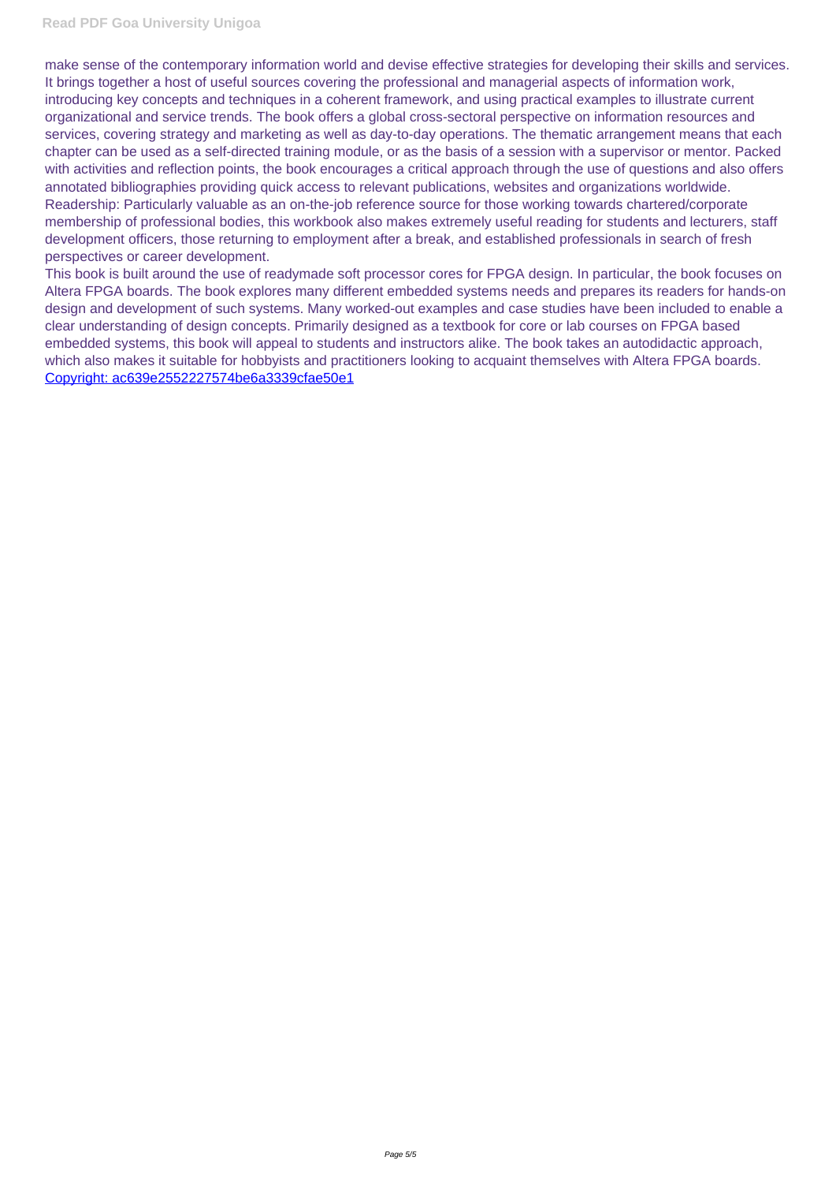make sense of the contemporary information world and devise effective strategies for developing their skills and services. It brings together a host of useful sources covering the professional and managerial aspects of information work, introducing key concepts and techniques in a coherent framework, and using practical examples to illustrate current organizational and service trends. The book offers a global cross-sectoral perspective on information resources and services, covering strategy and marketing as well as day-to-day operations. The thematic arrangement means that each chapter can be used as a self-directed training module, or as the basis of a session with a supervisor or mentor. Packed with activities and reflection points, the book encourages a critical approach through the use of questions and also offers annotated bibliographies providing quick access to relevant publications, websites and organizations worldwide. Readership: Particularly valuable as an on-the-job reference source for those working towards chartered/corporate membership of professional bodies, this workbook also makes extremely useful reading for students and lecturers, staff development officers, those returning to employment after a break, and established professionals in search of fresh perspectives or career development.

This book is built around the use of readymade soft processor cores for FPGA design. In particular, the book focuses on Altera FPGA boards. The book explores many different embedded systems needs and prepares its readers for hands-on design and development of such systems. Many worked-out examples and case studies have been included to enable a clear understanding of design concepts. Primarily designed as a textbook for core or lab courses on FPGA based embedded systems, this book will appeal to students and instructors alike. The book takes an autodidactic approach, which also makes it suitable for hobbyists and practitioners looking to acquaint themselves with Altera FPGA boards.

Copyright: ac639e2552227574be6a3339cfae50e1